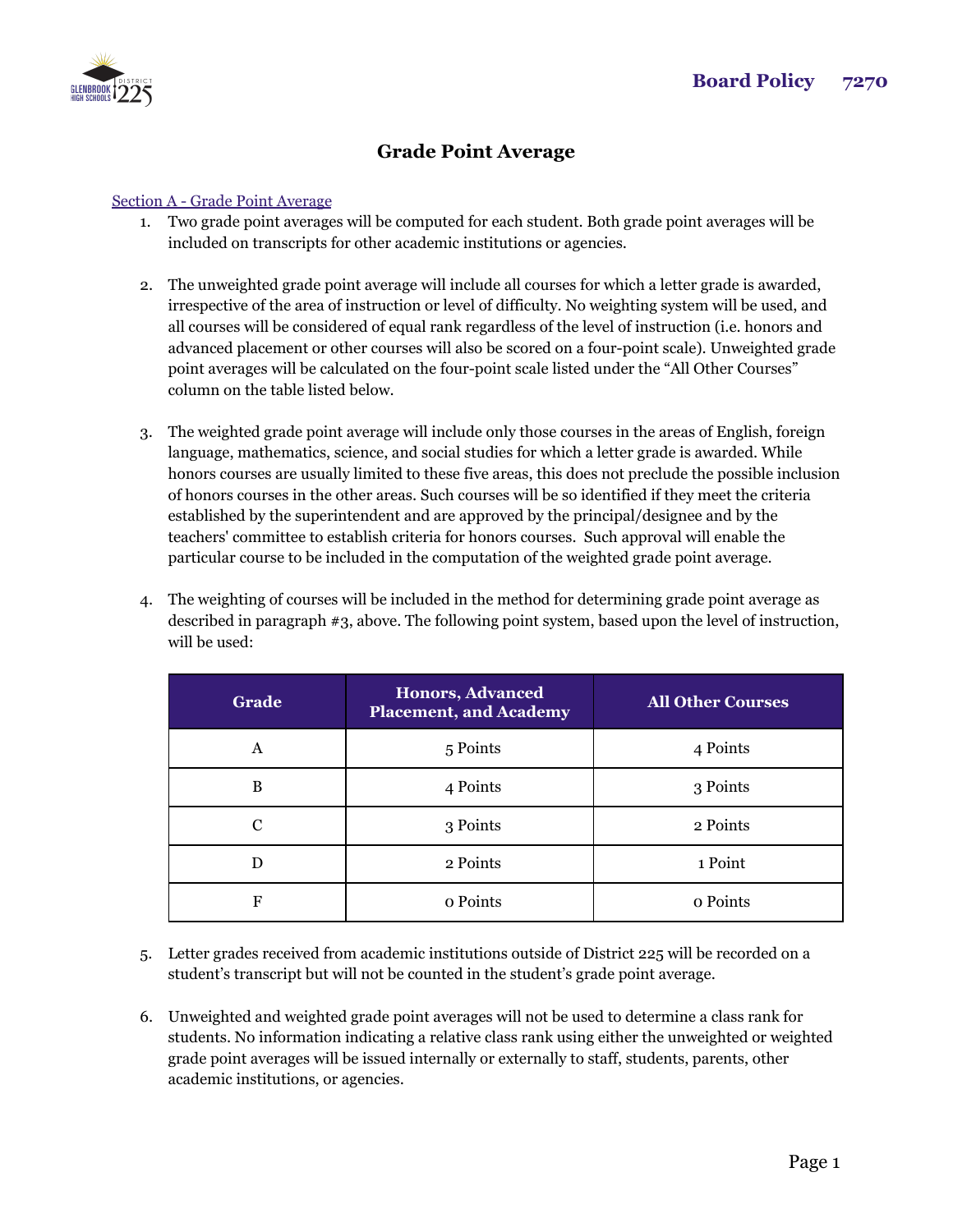# Grade Point Average

Section A - Grade Point Average

1. Two grade point averages will be computed for each student. Both grade point averages will be included on transcripts for other academic institutions or agencies.

2. The unweighted grade point average will include all courses for which a letter grade is awarded, irrespective of the area of instruction or level of difficulty. No weighting system will be used, and all courses will be considered of equal rank regardless of the level of instruction (i.e. honors and advanced placement or other courses will also be scored on a four-point scale). Unweighted grade point averages will be calculated on the four-point scale listed under the "All Other Courses" column on the table listed below.

3. The weighted grade point average will include only those courses in the areas of English, foreign language, mathematics, science, and social studies for which a letter grade is awarded. While honors courses are usually limited to these five areas, this does not preclude the possible inclusion of honors courses in the other areas. Such courses will be so identified if they meet the criteria established by the superintendent and are approved by the principal/designee and by the teachers' committee to establish criteria for honors courses. Such approval will enable the particular course to be included in the computation of the weighted grade point average.

4. The weighting of courses will be included in the method for determining grade point average as described in paragraph #3, above. The following point system, based upon the level of instruction, will be used:

| Grade | Honors, Advanced Placement, and Academy | All Other Courses |
|---|---|---|
| A | 5 Points | 4 Points |
| B | 4 Points | 3 Points |
| C | 3 Points | 2 Points |
| D | 2 Points | 1 Point |
| F | 0 Points | 0 Points |

5. Letter grades received from academic institutions outside of District 225 will be recorded on a student's transcript but will not be counted in the student's grade point average.

6. Unweighted and weighted grade point averages will not be used to determine a class rank for students. No information indicating a relative class rank using either the unweighted or weighted grade point averages will be issued internally or externally to staff, students, parents, other academic institutions, or agencies.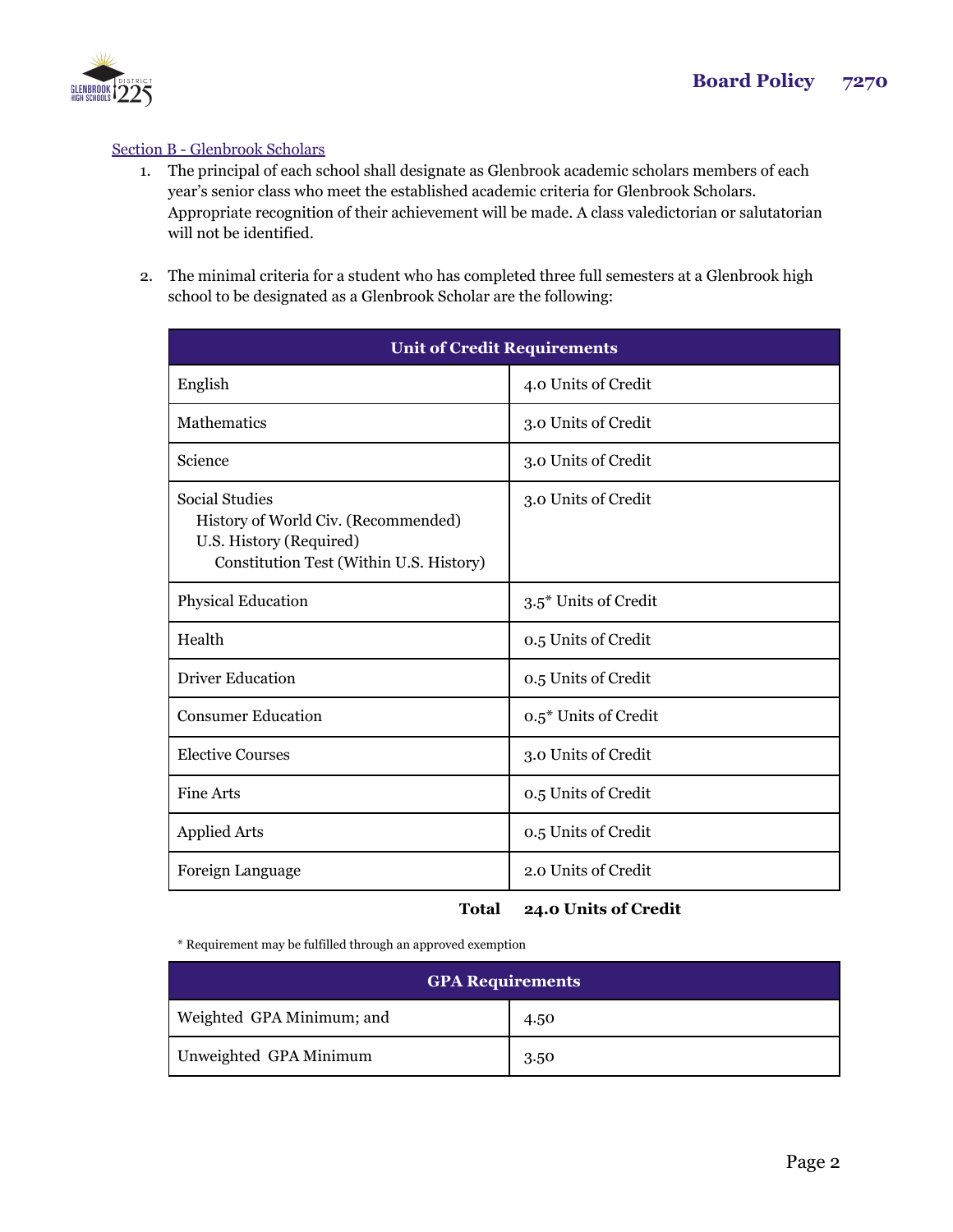Section B - Glenbrook Scholars

1. The principal of each school shall designate as Glenbrook academic scholars members of each year's senior class who meet the established academic criteria for Glenbrook Scholars. Appropriate recognition of their achievement will be made. A class valedictorian or salutatorian will not be identified.

2. The minimal criteria for a student who has completed three full semesters at a Glenbrook high school to be designated as a Glenbrook Scholar are the following:

| Unit of Credit Requirements | |
|---|---|
| English | 4.0 Units of Credit |
| Mathematics | 3.0 Units of Credit |
| Science | 3.0 Units of Credit |
| Social Studies<br>History of World Civ. (Recommended)<br>U.S. History (Required)<br>Constitution Test (Within U.S. History) | 3.0 Units of Credit |
| Physical Education | 3.5* Units of Credit |
| Health | 0.5 Units of Credit |
| Driver Education | 0.5 Units of Credit |
| Consumer Education | 0.5* Units of Credit |
| Elective Courses | 3.0 Units of Credit |
| Fine Arts | 0.5 Units of Credit |
| Applied Arts | 0.5 Units of Credit |
| Foreign Language | 2.0 Units of Credit |
| **Total** | **24.0 Units of Credit** |

* Requirement may be fulfilled through an approved exemption

| GPA Requirements | |
|---|---|
| Weighted GPA Minimum; and | 4.50 |
| Unweighted GPA Minimum | 3.50 |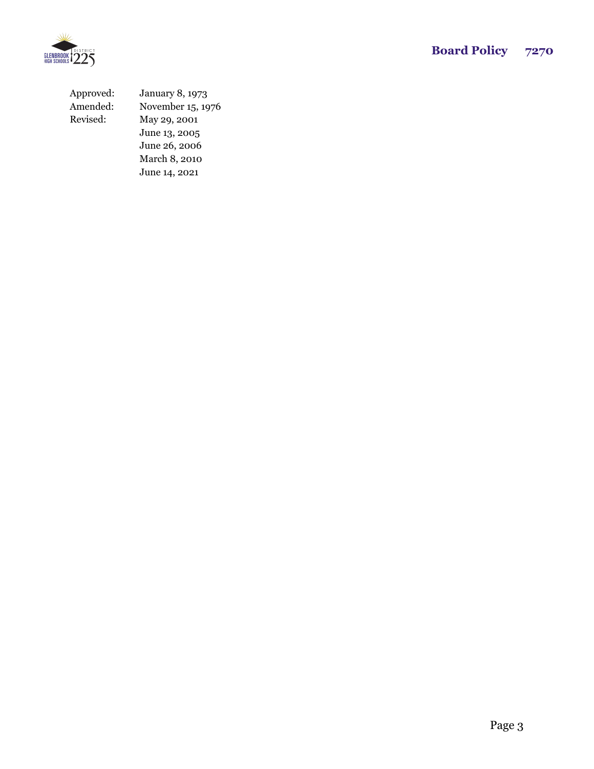| | |
|---|---|
| Approved: | January 8, 1973 |
| Amended: | November 15, 1976 |
| Revised: | May 29, 2001 |
| | June 13, 2005 |
| | June 26, 2006 |
| | March 8, 2010 |
| | June 14, 2021 |